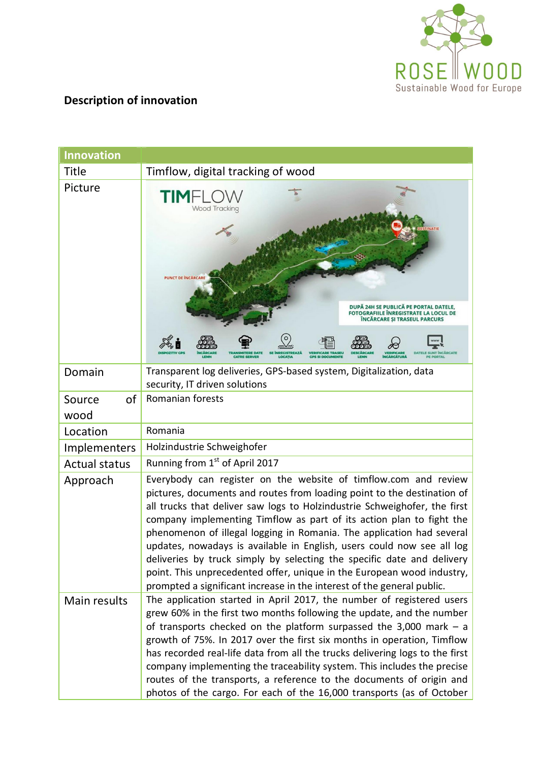### Description of innovation

| Innovation | |
|---|---|
| Title | Timflow, digital tracking of wood |
| Picture | |
| Domain | Transparent log deliveries, GPS-based system, Digitalization, data security, IT driven solutions |
| Source of wood | Romanian forests |
| Location | Romania |
| Implementers | Holzindustrie Schweighofer |
| Actual status | Running from 1st of April 2017 |
| Approach | Everybody can register on the website of timflow.com and review pictures, documents and routes from loading point to the destination of all trucks that deliver saw logs to Holzindustrie Schweighofer, the first company implementing Timflow as part of its action plan to fight the phenomenon of illegal logging in Romania. The application had several updates, nowadays is available in English, users could now see all log deliveries by truck simply by selecting the specific date and delivery point. This unprecedented offer, unique in the European wood industry, prompted a significant increase in the interest of the general public. |
| Main results | The application started in April 2017, the number of registered users grew 60% in the first two months following the update, and the number of transports checked on the platform surpassed the 3,000 mark – a growth of 75%. In 2017 over the first six months in operation, Timflow has recorded real-life data from all the trucks delivering logs to the first company implementing the traceability system. This includes the precise routes of the transports, a reference to the documents of origin and photos of the cargo. For each of the 16,000 transports (as of October |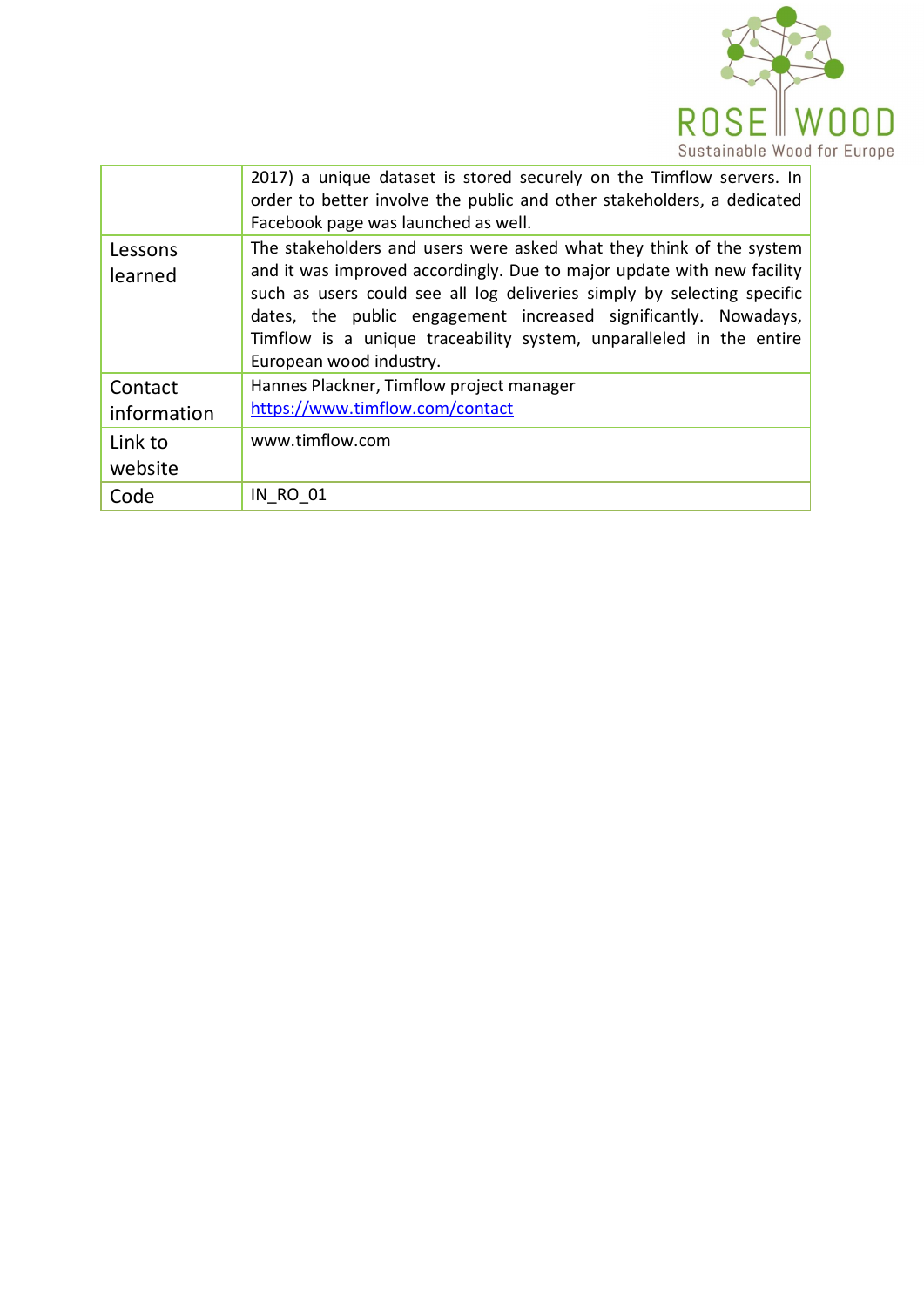|  |  |
|---|---|
|  | 2017) a unique dataset is stored securely on the Timflow servers. In order to better involve the public and other stakeholders, a dedicated Facebook page was launched as well. |
| Lessons learned | The stakeholders and users were asked what they think of the system and it was improved accordingly. Due to major update with new facility such as users could see all log deliveries simply by selecting specific dates, the public engagement increased significantly. Nowadays, Timflow is a unique traceability system, unparalleled in the entire European wood industry. |
| Contact information | Hannes Plackner, Timflow project manager<br>[https://www.timflow.com/contact](https://www.timflow.com/contact) |
| Link to website | www.timflow.com |
| Code | IN_RO_01 |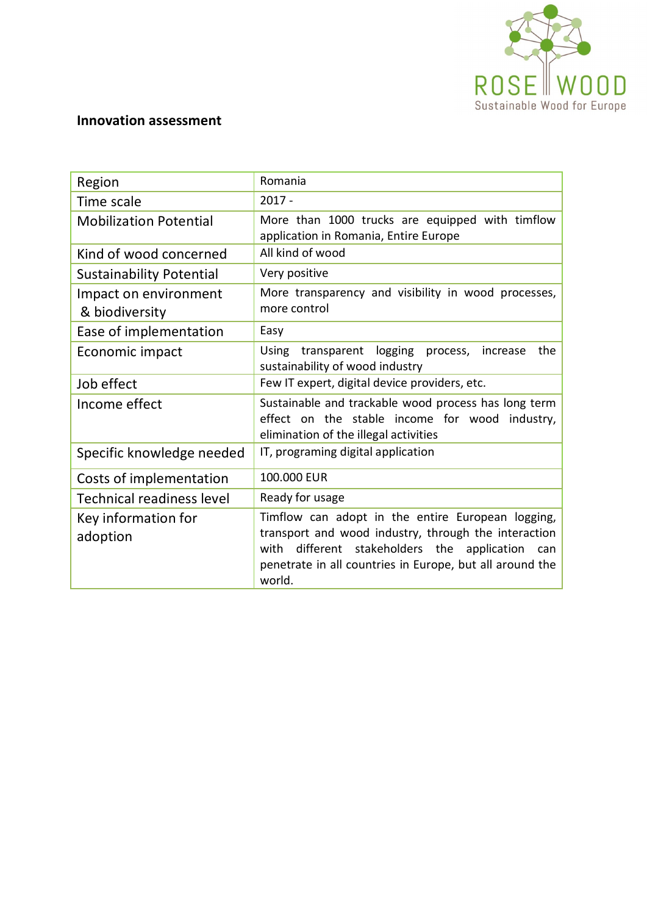**Innovation assessment**

| | |
|---|---|
| Region | Romania |
| Time scale | 2017 - |
| Mobilization Potential | More than 1000 trucks are equipped with timflow application in Romania, Entire Europe |
| Kind of wood concerned | All kind of wood |
| Sustainability Potential | Very positive |
| Impact on environment & biodiversity | More transparency and visibility in wood processes, more control |
| Ease of implementation | Easy |
| Economic impact | Using transparent logging process, increase the sustainability of wood industry |
| Job effect | Few IT expert, digital device providers, etc. |
| Income effect | Sustainable and trackable wood process has long term effect on the stable income for wood industry, elimination of the illegal activities |
| Specific knowledge needed | IT, programing digital application |
| Costs of implementation | 100.000 EUR |
| Technical readiness level | Ready for usage |
| Key information for adoption | Timflow can adopt in the entire European logging, transport and wood industry, through the interaction with different stakeholders the application can penetrate in all countries in Europe, but all around the world. |